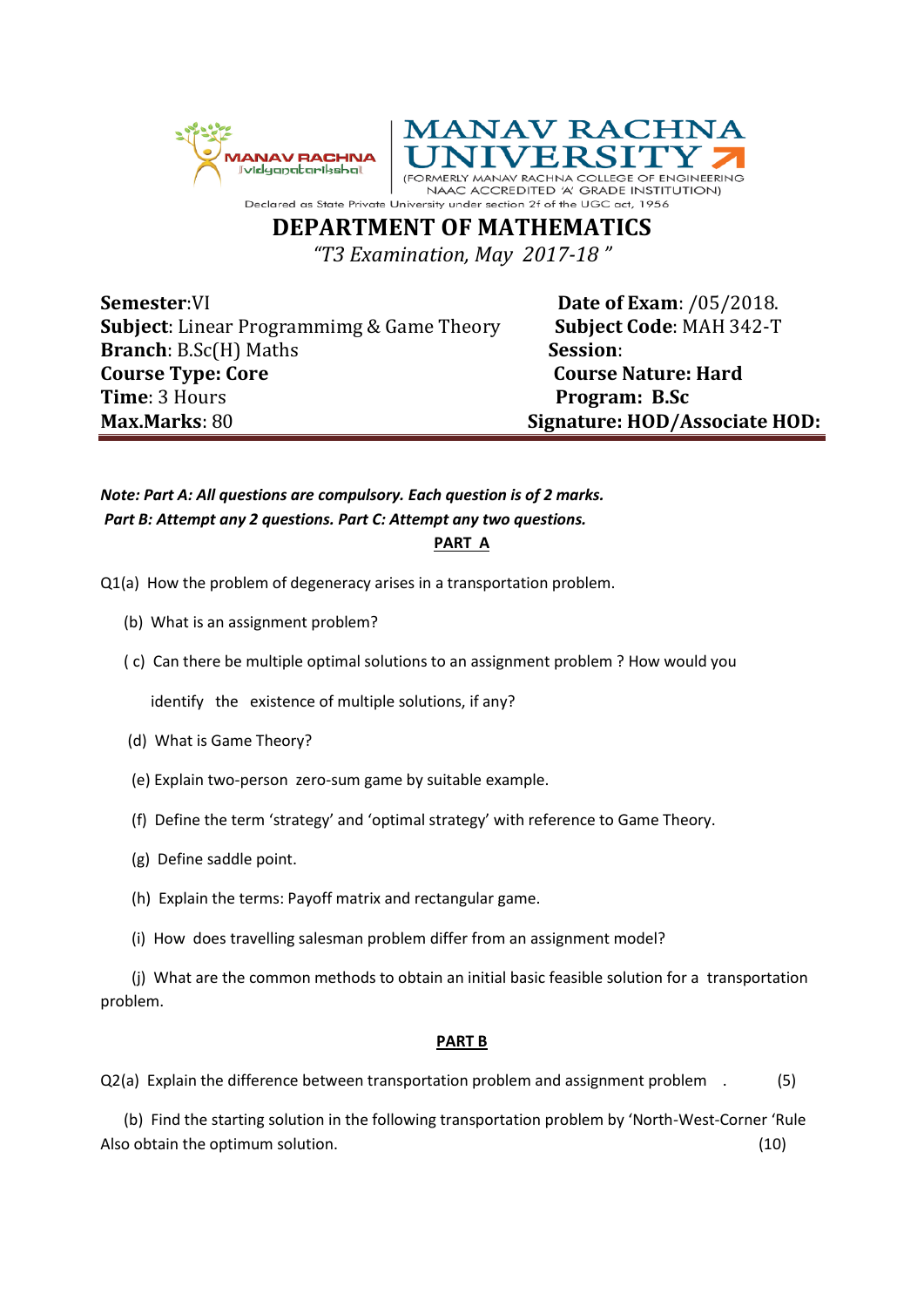MANAV RACHNA
Vidyanatariksha

# MANAV RACHNA UNIVERSITY

(FORMERLY MANAV RACHNA COLLEGE OF ENGINEERING
NAAC ACCREDITED 'A' GRADE INSTITUTION)

Declared as State Private University under section 2f of the UGC act, 1956

## DEPARTMENT OF MATHEMATICS

*"T3 Examination, May 2017-18"*

**Semester**:VI
**Subject**: Linear Programmimg & Game Theory
**Branch**: B.Sc(H) Maths
**Course Type: Core**
**Time**: 3 Hours
**Max.Marks**: 80

**Date of Exam**: /05/2018.
**Subject Code**: MAH 342-T
**Session**:
**Course Nature: Hard**
**Program: B.Sc**
**Signature: HOD/Associate HOD:**

---

***Note: Part A: All questions are compulsory. Each question is of 2 marks.***
***Part B: Attempt any 2 questions. Part C: Attempt any two questions.***

### PART A

Q1(a) How the problem of degeneracy arises in a transportation problem.

(b) What is an assignment problem?

( c) Can there be multiple optimal solutions to an assignment problem ? How would you identify the existence of multiple solutions, if any?

(d) What is Game Theory?

(e) Explain two-person zero-sum game by suitable example.

(f) Define the term 'strategy' and 'optimal strategy' with reference to Game Theory.

(g) Define saddle point.

(h) Explain the terms: Payoff matrix and rectangular game.

(i) How does travelling salesman problem differ from an assignment model?

(j) What are the common methods to obtain an initial basic feasible solution for a transportation problem.

### PART B

Q2(a) Explain the difference between transportation problem and assignment problem . (5)

(b) Find the starting solution in the following transportation problem by 'North-West-Corner 'Rule Also obtain the optimum solution. (10)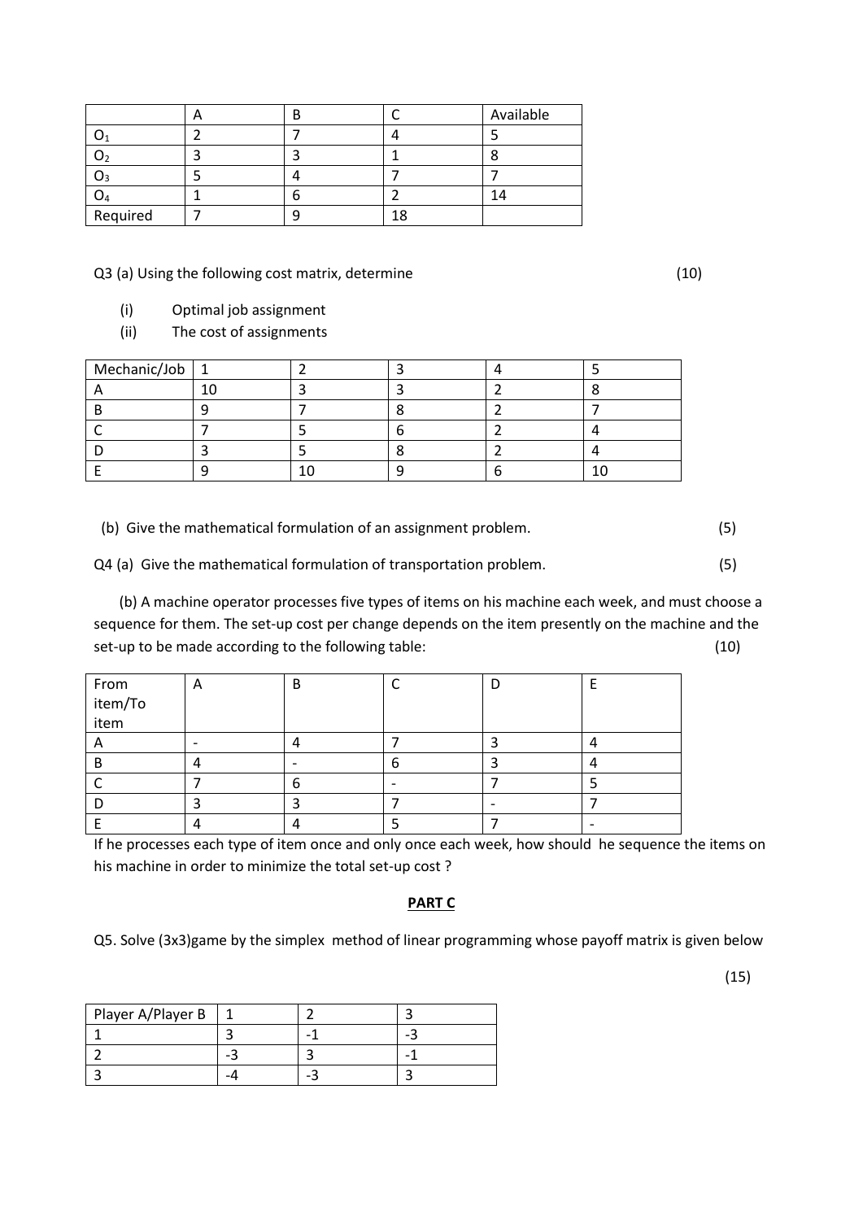|  | A | B | C | Available |
|---|---|---|---|---|
| $O_1$ | 2 | 7 | 4 | 5 |
| $O_2$ | 3 | 3 | 1 | 8 |
| $O_3$ | 5 | 4 | 7 | 7 |
| $O_4$ | 1 | 6 | 2 | 14 |
| Required | 7 | 9 | 18 |  |

Q3 (a) Using the following cost matrix, determine (10)

(i) Optimal job assignment
(ii) The cost of assignments

| Mechanic/Job | 1 | 2 | 3 | 4 | 5 |
|---|---|---|---|---|---|
| A | 10 | 3 | 3 | 2 | 8 |
| B | 9 | 7 | 8 | 2 | 7 |
| C | 7 | 5 | 6 | 2 | 4 |
| D | 3 | 5 | 8 | 2 | 4 |
| E | 9 | 10 | 9 | 6 | 10 |

(b) Give the mathematical formulation of an assignment problem. (5)

Q4 (a) Give the mathematical formulation of transportation problem. (5)

(b) A machine operator processes five types of items on his machine each week, and must choose a sequence for them. The set-up cost per change depends on the item presently on the machine and the set-up to be made according to the following table: (10)

| From item/To item | A | B | C | D | E |
|---|---|---|---|---|---|
| A | - | 4 | 7 | 3 | 4 |
| B | 4 | - | 6 | 3 | 4 |
| C | 7 | 6 | - | 7 | 5 |
| D | 3 | 3 | 7 | - | 7 |
| E | 4 | 4 | 5 | 7 | - |

If he processes each type of item once and only once each week, how should he sequence the items on his machine in order to minimize the total set-up cost ?

## PART C

Q5. Solve (3x3)game by the simplex method of linear programming whose payoff matrix is given below

(15)

| Player A/Player B | 1 | 2 | 3 |
|---|---|---|---|
| 1 | 3 | -1 | -3 |
| 2 | -3 | 3 | -1 |
| 3 | -4 | -3 | 3 |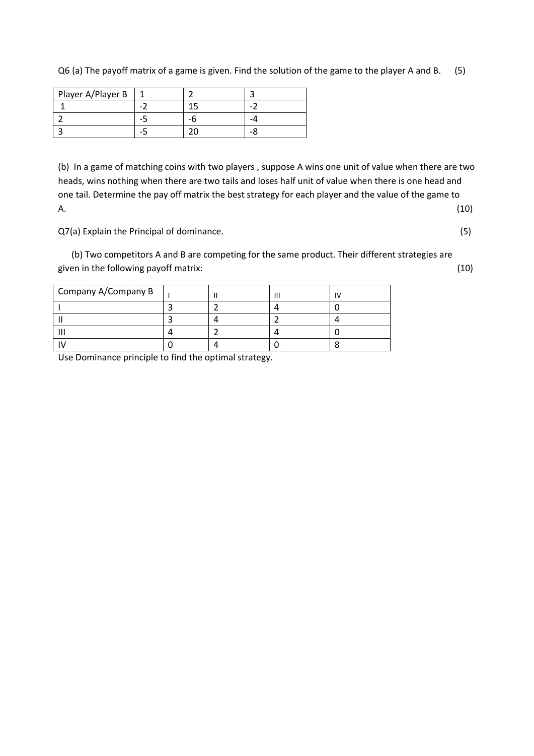Q6 (a) The payoff matrix of a game is given. Find the solution of the game to the player A and B. (5)

| Player A/Player B | 1 | 2 | 3 |
|---|---|---|---|
| 1 | -2 | 15 | -2 |
| 2 | -5 | -6 | -4 |
| 3 | -5 | 20 | -8 |

(b) In a game of matching coins with two players , suppose A wins one unit of value when there are two heads, wins nothing when there are two tails and loses half unit of value when there is one head and one tail. Determine the pay off matrix the best strategy for each player and the value of the game to A. (10)

Q7(a) Explain the Principal of dominance. (5)

(b) Two competitors A and B are competing for the same product. Their different strategies are given in the following payoff matrix: (10)

| Company A/Company B | I | II | III | IV |
|---|---|---|---|---|
| I | 3 | 2 | 4 | 0 |
| II | 3 | 4 | 2 | 4 |
| III | 4 | 2 | 4 | 0 |
| IV | 0 | 4 | 0 | 8 |

Use Dominance principle to find the optimal strategy.